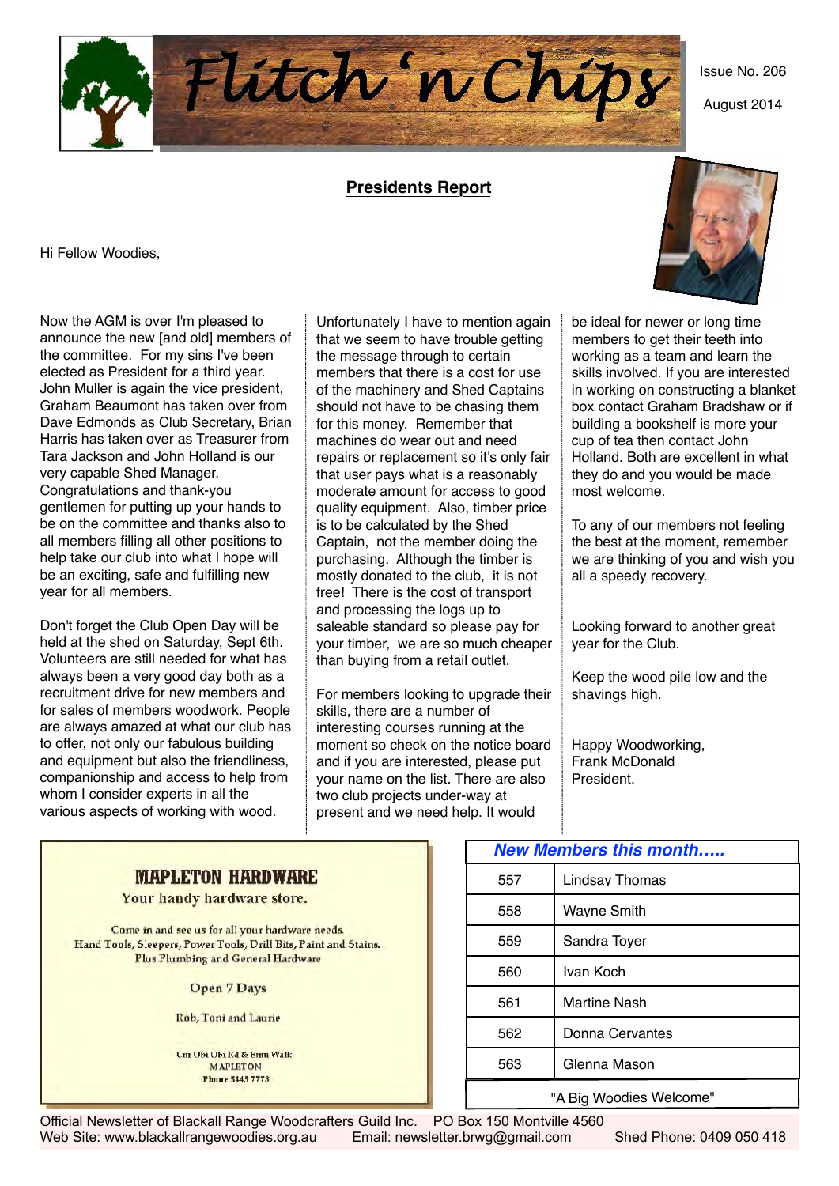# Flitch 'n Chips

Issue No. 206

August 2014

## Presidents Report

Hi Fellow Woodies,

Now the AGM is over I'm pleased to announce the new [and old] members of the committee. For my sins I've been elected as President for a third year. John Muller is again the vice president, Graham Beaumont has taken over from Dave Edmonds as Club Secretary, Brian Harris has taken over as Treasurer from Tara Jackson and John Holland is our very capable Shed Manager. Congratulations and thank-you gentlemen for putting up your hands to be on the committee and thanks also to all members filling all other positions to help take our club into what I hope will be an exciting, safe and fulfilling new year for all members.

Don't forget the Club Open Day will be held at the shed on Saturday, Sept 6th. Volunteers are still needed for what has always been a very good day both as a recruitment drive for new members and for sales of members woodwork. People are always amazed at what our club has to offer, not only our fabulous building and equipment but also the friendliness, companionship and access to help from whom I consider experts in all the various aspects of working with wood.

Unfortunately I have to mention again that we seem to have trouble getting the message through to certain members that there is a cost for use of the machinery and Shed Captains should not have to be chasing them for this money. Remember that machines do wear out and need repairs or replacement so it's only fair that user pays what is a reasonably moderate amount for access to good quality equipment. Also, timber price is to be calculated by the Shed Captain, not the member doing the purchasing. Although the timber is mostly donated to the club, it is not free! There is the cost of transport and processing the logs up to saleable standard so please pay for your timber, we are so much cheaper than buying from a retail outlet.

For members looking to upgrade their skills, there are a number of interesting courses running at the moment so check on the notice board and if you are interested, please put your name on the list. There are also two club projects under-way at present and we need help. It would be ideal for newer or long time members to get their teeth into working as a team and learn the skills involved. If you are interested in working on constructing a blanket box contact Graham Bradshaw or if building a bookshelf is more your cup of tea then contact John Holland. Both are excellent in what they do and you would be made most welcome.

To any of our members not feeling the best at the moment, remember we are thinking of you and wish you all a speedy recovery.

Looking forward to another great year for the Club.

Keep the wood pile low and the shavings high.

Happy Woodworking,
Frank McDonald
President.

**MAPLETON HARDWARE**

Your handy hardware store.

Come in and see us for all your hardware needs.
Hand Tools, Sleepers, Power Tools, Drill Bits, Paint and Stains.
Plus Plumbing and General Hardware

Open 7 Days

Rob, Toni and Laurie

Cnr Obi Obi Rd & Emu Walk
MAPLETON
Phone 5445 7773

***New Members this month…..***

| No. | Name |
|---|---|
| 557 | Lindsay Thomas |
| 558 | Wayne Smith |
| 559 | Sandra Toyer |
| 560 | Ivan Koch |
| 561 | Martine Nash |
| 562 | Donna Cervantes |
| 563 | Glenna Mason |

"A Big Woodies Welcome"

Official Newsletter of Blackall Range Woodcrafters Guild Inc. PO Box 150 Montville 4560
Web Site: www.blackallrangewoodies.org.au Email: newsletter.brwg@gmail.com Shed Phone: 0409 050 418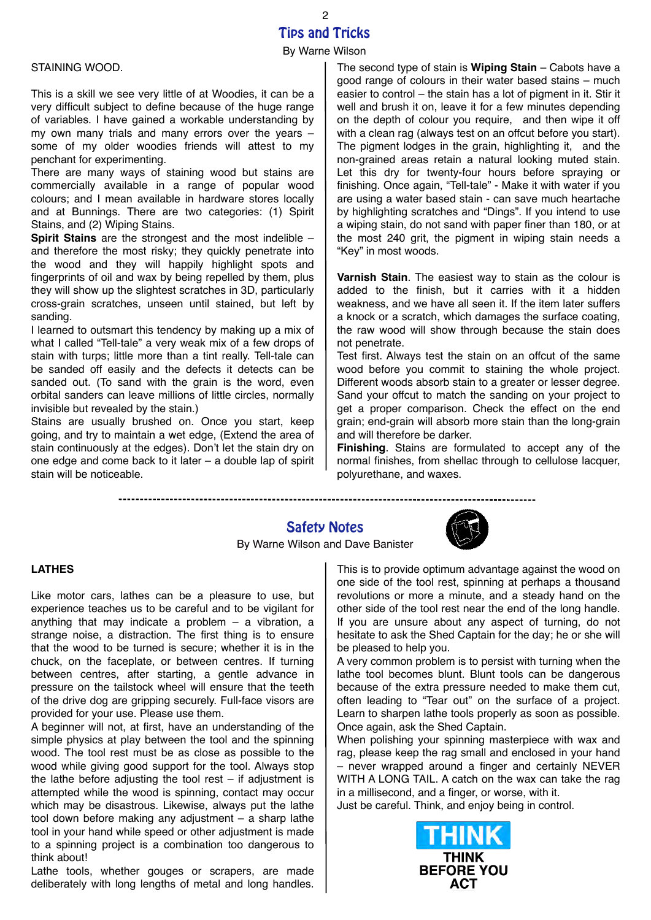## Tips and Tricks

By Warne Wilson

STAINING WOOD.

This is a skill we see very little of at Woodies, it can be a very difficult subject to define because of the huge range of variables. I have gained a workable understanding by my own many trials and many errors over the years – some of my older woodies friends will attest to my penchant for experimenting.

There are many ways of staining wood but stains are commercially available in a range of popular wood colours; and I mean available in hardware stores locally and at Bunnings. There are two categories: (1) Spirit Stains, and (2) Wiping Stains.

**Spirit Stains** are the strongest and the most indelible – and therefore the most risky; they quickly penetrate into the wood and they will happily highlight spots and fingerprints of oil and wax by being repelled by them, plus they will show up the slightest scratches in 3D, particularly cross-grain scratches, unseen until stained, but left by sanding.

I learned to outsmart this tendency by making up a mix of what I called "Tell-tale" a very weak mix of a few drops of stain with turps; little more than a tint really. Tell-tale can be sanded off easily and the defects it detects can be sanded out. (To sand with the grain is the word, even orbital sanders can leave millions of little circles, normally invisible but revealed by the stain.)

Stains are usually brushed on. Once you start, keep going, and try to maintain a wet edge, (Extend the area of stain continuously at the edges). Don't let the stain dry on one edge and come back to it later – a double lap of spirit stain will be noticeable.

The second type of stain is **Wiping Stain** – Cabots have a good range of colours in their water based stains – much easier to control – the stain has a lot of pigment in it. Stir it well and brush it on, leave it for a few minutes depending on the depth of colour you require, and then wipe it off with a clean rag (always test on an offcut before you start). The pigment lodges in the grain, highlighting it, and the non-grained areas retain a natural looking muted stain. Let this dry for twenty-four hours before spraying or finishing. Once again, "Tell-tale" - Make it with water if you are using a water based stain - can save much heartache by highlighting scratches and "Dings". If you intend to use a wiping stain, do not sand with paper finer than 180, or at the most 240 grit, the pigment in wiping stain needs a "Key" in most woods.

**Varnish Stain**. The easiest way to stain as the colour is added to the finish, but it carries with it a hidden weakness, and we have all seen it. If the item later suffers a knock or a scratch, which damages the surface coating, the raw wood will show through because the stain does not penetrate.

Test first. Always test the stain on an offcut of the same wood before you commit to staining the whole project. Different woods absorb stain to a greater or lesser degree. Sand your offcut to match the sanding on your project to get a proper comparison. Check the effect on the end grain; end-grain will absorb more stain than the long-grain and will therefore be darker.

**Finishing**. Stains are formulated to accept any of the normal finishes, from shellac through to cellulose lacquer, polyurethane, and waxes.

---

## Safety Notes

By Warne Wilson and Dave Banister

### LATHES

Like motor cars, lathes can be a pleasure to use, but experience teaches us to be careful and to be vigilant for anything that may indicate a problem – a vibration, a strange noise, a distraction. The first thing is to ensure that the wood to be turned is secure; whether it is in the chuck, on the faceplate, or between centres. If turning between centres, after starting, a gentle advance in pressure on the tailstock wheel will ensure that the teeth of the drive dog are gripping securely. Full-face visors are provided for your use. Please use them.

A beginner will not, at first, have an understanding of the simple physics at play between the tool and the spinning wood. The tool rest must be as close as possible to the wood while giving good support for the tool. Always stop the lathe before adjusting the tool rest – if adjustment is attempted while the wood is spinning, contact may occur which may be disastrous. Likewise, always put the lathe tool down before making any adjustment – a sharp lathe tool in your hand while speed or other adjustment is made to a spinning project is a combination too dangerous to think about!

Lathe tools, whether gouges or scrapers, are made deliberately with long lengths of metal and long handles. This is to provide optimum advantage against the wood on one side of the tool rest, spinning at perhaps a thousand revolutions or more a minute, and a steady hand on the other side of the tool rest near the end of the long handle. If you are unsure about any aspect of turning, do not hesitate to ask the Shed Captain for the day; he or she will be pleased to help you.

A very common problem is to persist with turning when the lathe tool becomes blunt. Blunt tools can be dangerous because of the extra pressure needed to make them cut, often leading to "Tear out" on the surface of a project. Learn to sharpen lathe tools properly as soon as possible. Once again, ask the Shed Captain.

When polishing your spinning masterpiece with wax and rag, please keep the rag small and enclosed in your hand – never wrapped around a finger and certainly NEVER WITH A LONG TAIL. A catch on the wax can take the rag in a millisecond, and a finger, or worse, with it.

Just be careful. Think, and enjoy being in control.

THINK

THINK BEFORE YOU ACT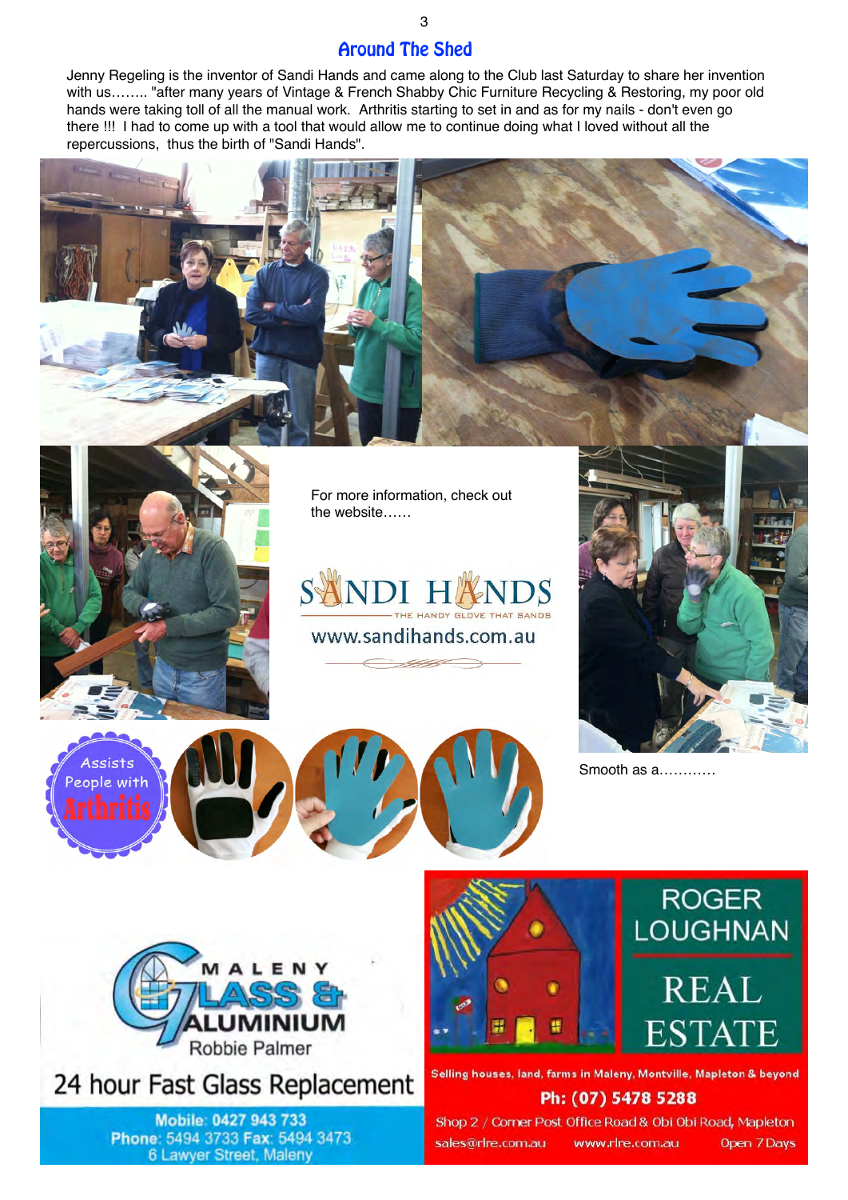## Around The Shed

Jenny Regeling is the inventor of Sandi Hands and came along to the Club last Saturday to share her invention with us…….. "after many years of Vintage & French Shabby Chic Furniture Recycling & Restoring, my poor old hands were taking toll of all the manual work. Arthritis starting to set in and as for my nails - don't even go there !!! I had to come up with a tool that would allow me to continue doing what I loved without all the repercussions, thus the birth of "Sandi Hands".

For more information, check out the website……

SANDI HANDS

THE HANDY GLOVE THAT SANDS

www.sandihands.com.au

Assists People with Arthritis

Smooth as a…………

MALENY GLASS & ALUMINIUM

Robbie Palmer

24 hour Fast Glass Replacement

Mobile: 0427 943 733

Phone: 5494 3733 Fax: 5494 3473

6 Lawyer Street, Maleny

ROGER LOUGHNAN REAL ESTATE

Selling houses, land, farms in Maleny, Montville, Mapleton & beyond

Ph: (07) 5478 5288

Shop 2 / Corner Post Office Road & Obi Obi Road, Mapleton

sales@rlre.com.au www.rlre.com.au Open 7 Days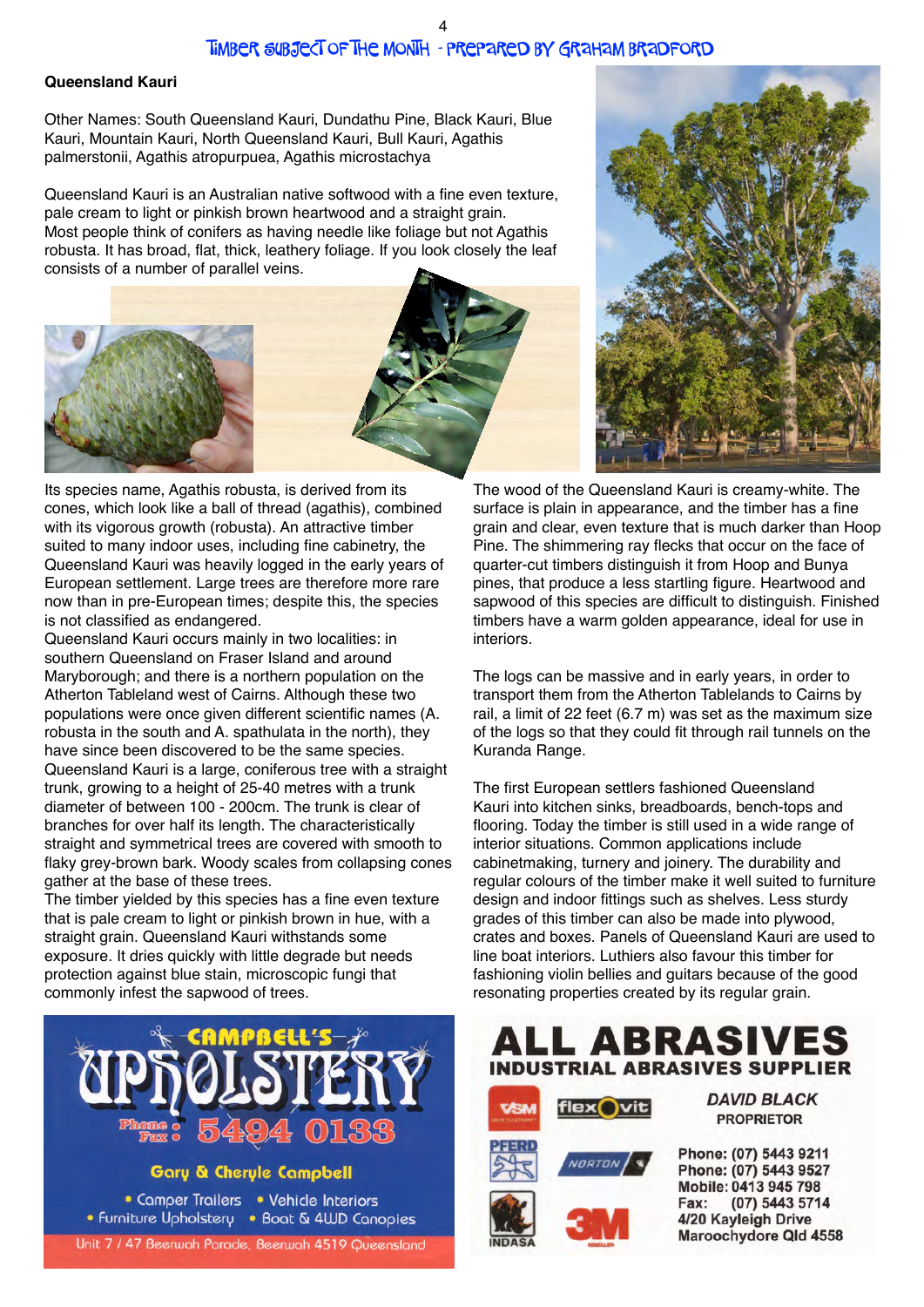## Timber subject of the month - prepared by Graham Bradford

### Queensland Kauri

Other Names: South Queensland Kauri, Dundathu Pine, Black Kauri, Blue Kauri, Mountain Kauri, North Queensland Kauri, Bull Kauri, Agathis palmerstonii, Agathis atropurpuea, Agathis microstachya

Queensland Kauri is an Australian native softwood with a fine even texture, pale cream to light or pinkish brown heartwood and a straight grain. Most people think of conifers as having needle like foliage but not Agathis robusta. It has broad, flat, thick, leathery foliage. If you look closely the leaf consists of a number of parallel veins.

Its species name, Agathis robusta, is derived from its cones, which look like a ball of thread (agathis), combined with its vigorous growth (robusta). An attractive timber suited to many indoor uses, including fine cabinetry, the Queensland Kauri was heavily logged in the early years of European settlement. Large trees are therefore more rare now than in pre-European times; despite this, the species is not classified as endangered.

Queensland Kauri occurs mainly in two localities: in southern Queensland on Fraser Island and around Maryborough; and there is a northern population on the Atherton Tableland west of Cairns. Although these two populations were once given different scientific names (A. robusta in the south and A. spathulata in the north), they have since been discovered to be the same species.

Queensland Kauri is a large, coniferous tree with a straight trunk, growing to a height of 25-40 metres with a trunk diameter of between 100 - 200cm. The trunk is clear of branches for over half its length. The characteristically straight and symmetrical trees are covered with smooth to flaky grey-brown bark. Woody scales from collapsing cones gather at the base of these trees.

The timber yielded by this species has a fine even texture that is pale cream to light or pinkish brown in hue, with a straight grain. Queensland Kauri withstands some exposure. It dries quickly with little degrade but needs protection against blue stain, microscopic fungi that commonly infest the sapwood of trees.

The wood of the Queensland Kauri is creamy-white. The surface is plain in appearance, and the timber has a fine grain and clear, even texture that is much darker than Hoop Pine. The shimmering ray flecks that occur on the face of quarter-cut timbers distinguish it from Hoop and Bunya pines, that produce a less startling figure. Heartwood and sapwood of this species are difficult to distinguish. Finished timbers have a warm golden appearance, ideal for use in interiors.

The logs can be massive and in early years, in order to transport them from the Atherton Tablelands to Cairns by rail, a limit of 22 feet (6.7 m) was set as the maximum size of the logs so that they could fit through rail tunnels on the Kuranda Range.

The first European settlers fashioned Queensland Kauri into kitchen sinks, breadboards, bench-tops and flooring. Today the timber is still used in a wide range of interior situations. Common applications include cabinetmaking, turnery and joinery. The durability and regular colours of the timber make it well suited to furniture design and indoor fittings such as shelves. Less sturdy grades of this timber can also be made into plywood, crates and boxes. Panels of Queensland Kauri are used to line boat interiors. Luthiers also favour this timber for fashioning violin bellies and guitars because of the good resonating properties created by its regular grain.

---

**Campbell's Upholstery**
Phone/Fax: 5494 0133
Gary & Cheryle Campbell
- Camper Trailers
- Vehicle Interiors
- Furniture Upholstery
- Boat & 4WD Canopies

Unit 7 / 47 Beerwah Parade, Beerwah 4519 Queensland

---

**ALL ABRASIVES**
**INDUSTRIAL ABRASIVES SUPPLIER**

VSM · flexovit · PFERD · NORTON · INDASA · 3M

*DAVID BLACK*
PROPRIETOR

Phone: (07) 5443 9211
Phone: (07) 5443 9527
Mobile: 0413 945 798
Fax: (07) 5443 5714
4/20 Kayleigh Drive
Maroochydore Qld 4558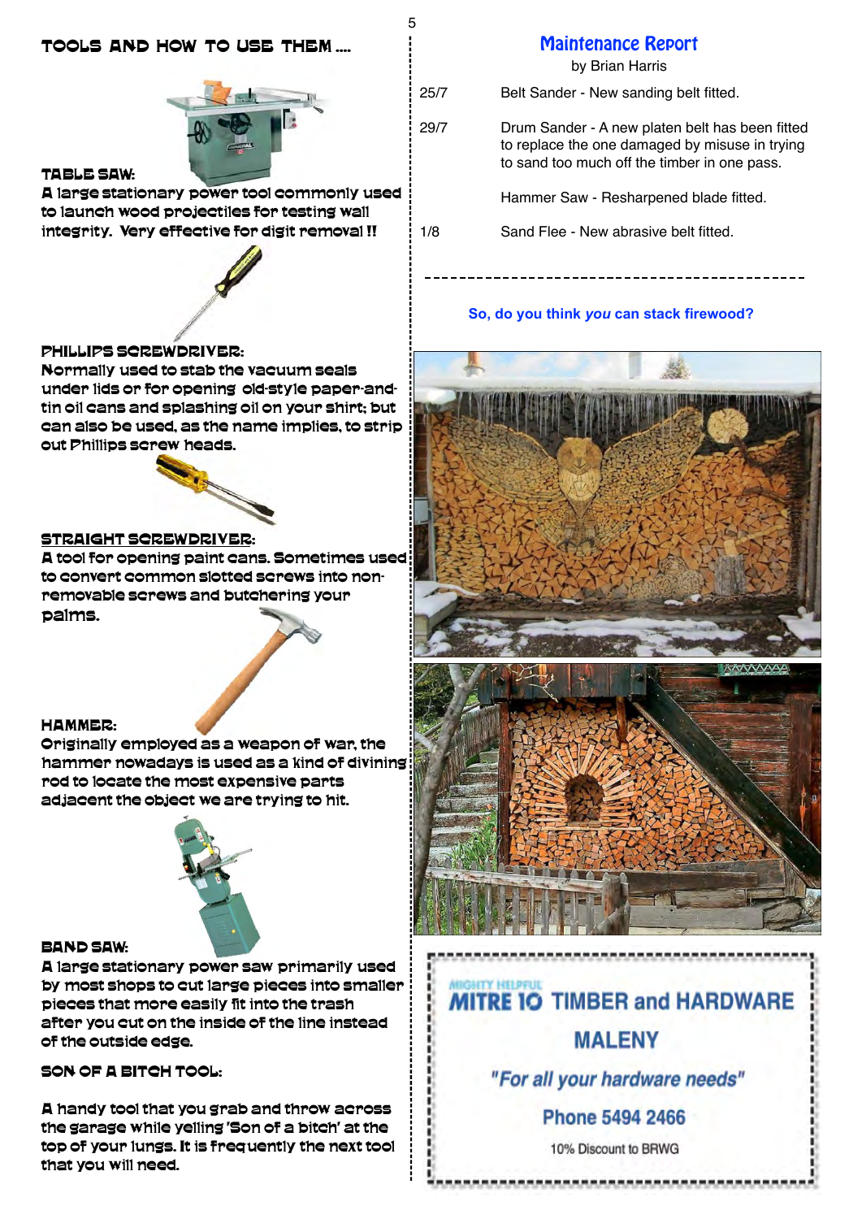## TOOLS AND HOW TO USE THEM ....

**TABLE SAW:**
A large stationary power tool commonly used to launch wood projectiles for testing wall integrity. Very effective for digit removal !!

**PHILLIPS SCREWDRIVER:**
Normally used to stab the vacuum seals under lids or for opening old-style paper-and-tin oil cans and splashing oil on your shirt; but can also be used, as the name implies, to strip out Phillips screw heads.

**STRAIGHT SCREWDRIVER:**
A tool for opening paint cans. Sometimes used to convert common slotted screws into non-removable screws and butchering your palms.

**HAMMER:**
Originally employed as a weapon of war, the hammer nowadays is used as a kind of divining rod to locate the most expensive parts adjacent the object we are trying to hit.

**BAND SAW:**
A large stationary power saw primarily used by most shops to cut large pieces into smaller pieces that more easily fit into the trash after you cut on the inside of the line instead of the outside edge.

**SON OF A BITCH TOOL:**

A handy tool that you grab and throw across the garage while yelling 'Son of a bitch' at the top of your lungs. It is frequently the next tool that you will need.

## Maintenance Report

by Brian Harris

| | |
|---|---|
| 25/7 | Belt Sander - New sanding belt fitted. |
| 29/7 | Drum Sander - A new platen belt has been fitted to replace the one damaged by misuse in trying to sand too much off the timber in one pass. |
| | Hammer Saw - Resharpened blade fitted. |
| 1/8 | Sand Flee - New abrasive belt fitted. |

---

**So, do you think *you* can stack firewood?**

MIGHTY HELPFUL **MITRE 10 TIMBER and HARDWARE**

**MALENY**

***"For all your hardware needs"***

**Phone 5494 2466**

10% Discount to BRWG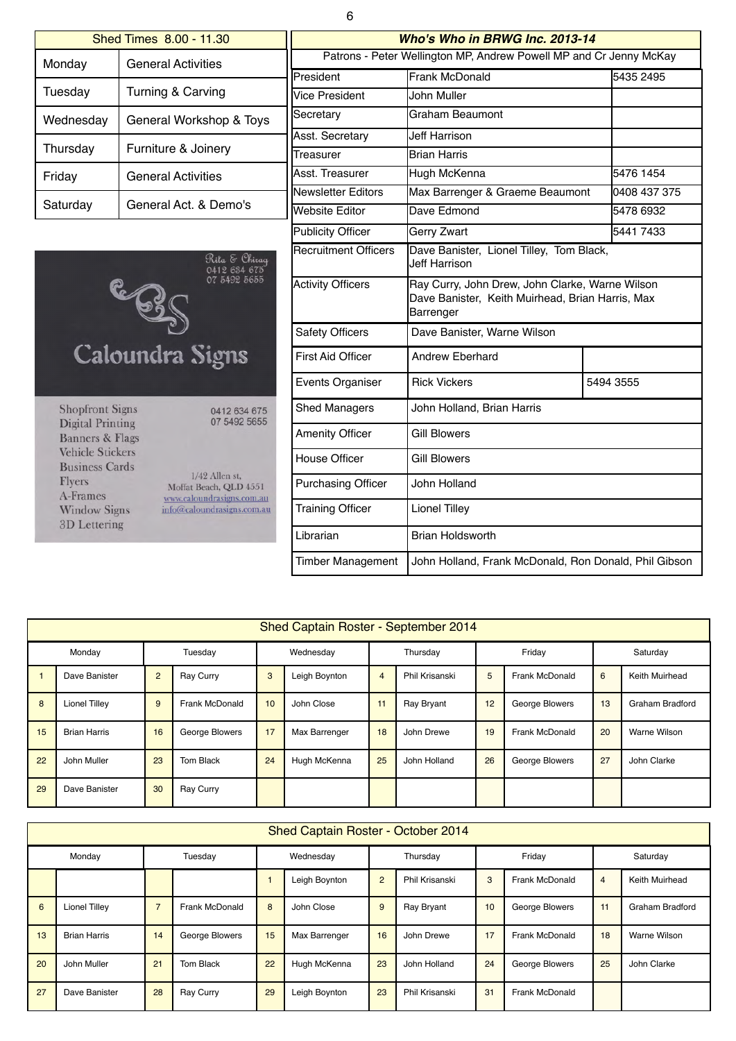| Shed Times 8.00 - 11.30 | |
|---|---|
| Monday | General Activities |
| Tuesday | Turning & Carving |
| Wednesday | General Workshop & Toys |
| Thursday | Furniture & Joinery |
| Friday | General Activities |
| Saturday | General Act. & Demo's |

**Caloundra Signs**

Rita & Chirag
0412 634 675
07 5492 5655

Shopfront Signs
Digital Printing
Banners & Flags
Vehicle Stickers
Business Cards
Flyers
A-Frames
Window Signs
3D Lettering

0412 634 675
07 5492 5655

1/42 Allen st,
Moffat Beach, QLD 4551
www.caloundrasigns.com.au
info@caloundrasigns.com.au

***Who's Who in BRWG Inc. 2013-14***

Patrons - Peter Wellington MP, Andrew Powell MP and Cr Jenny McKay

| | | |
|---|---|---|
| President | Frank McDonald | 5435 2495 |
| Vice President | John Muller | |
| Secretary | Graham Beaumont | |
| Asst. Secretary | Jeff Harrison | |
| Treasurer | Brian Harris | |
| Asst. Treasurer | Hugh McKenna | 5476 1454 |
| Newsletter Editors | Max Barrenger & Graeme Beaumont | 0408 437 375 |
| Website Editor | Dave Edmond | 5478 6932 |
| Publicity Officer | Gerry Zwart | 5441 7433 |
| Recruitment Officers | Dave Banister, Lionel Tilley, Tom Black, Jeff Harrison | |
| Activity Officers | Ray Curry, John Drew, John Clarke, Warne Wilson Dave Banister, Keith Muirhead, Brian Harris, Max Barrenger | |
| Safety Officers | Dave Banister, Warne Wilson | |
| First Aid Officer | Andrew Eberhard | |
| Events Organiser | Rick Vickers | 5494 3555 |
| Shed Managers | John Holland, Brian Harris | |
| Amenity Officer | Gill Blowers | |
| House Officer | Gill Blowers | |
| Purchasing Officer | John Holland | |
| Training Officer | Lionel Tilley | |
| Librarian | Brian Holdsworth | |
| Timber Management | John Holland, Frank McDonald, Ron Donald, Phil Gibson | |

**Shed Captain Roster - September 2014**

| Monday | | Tuesday | | Wednesday | | Thursday | | Friday | | Saturday | |
|---|---|---|---|---|---|---|---|---|---|---|---|
| 1 | Dave Banister | 2 | Ray Curry | 3 | Leigh Boynton | 4 | Phil Krisanski | 5 | Frank McDonald | 6 | Keith Muirhead |
| 8 | Lionel Tilley | 9 | Frank McDonald | 10 | John Close | 11 | Ray Bryant | 12 | George Blowers | 13 | Graham Bradford |
| 15 | Brian Harris | 16 | George Blowers | 17 | Max Barrenger | 18 | John Drewe | 19 | Frank McDonald | 20 | Warne Wilson |
| 22 | John Muller | 23 | Tom Black | 24 | Hugh McKenna | 25 | John Holland | 26 | George Blowers | 27 | John Clarke |
| 29 | Dave Banister | 30 | Ray Curry | | | | | | | | |

**Shed Captain Roster - October 2014**

| Monday | | Tuesday | | Wednesday | | Thursday | | Friday | | Saturday | |
|---|---|---|---|---|---|---|---|---|---|---|---|
| | | | | 1 | Leigh Boynton | 2 | Phil Krisanski | 3 | Frank McDonald | 4 | Keith Muirhead |
| 6 | Lionel Tilley | 7 | Frank McDonald | 8 | John Close | 9 | Ray Bryant | 10 | George Blowers | 11 | Graham Bradford |
| 13 | Brian Harris | 14 | George Blowers | 15 | Max Barrenger | 16 | John Drewe | 17 | Frank McDonald | 18 | Warne Wilson |
| 20 | John Muller | 21 | Tom Black | 22 | Hugh McKenna | 23 | John Holland | 24 | George Blowers | 25 | John Clarke |
| 27 | Dave Banister | 28 | Ray Curry | 29 | Leigh Boynton | 23 | Phil Krisanski | 31 | Frank McDonald | | |